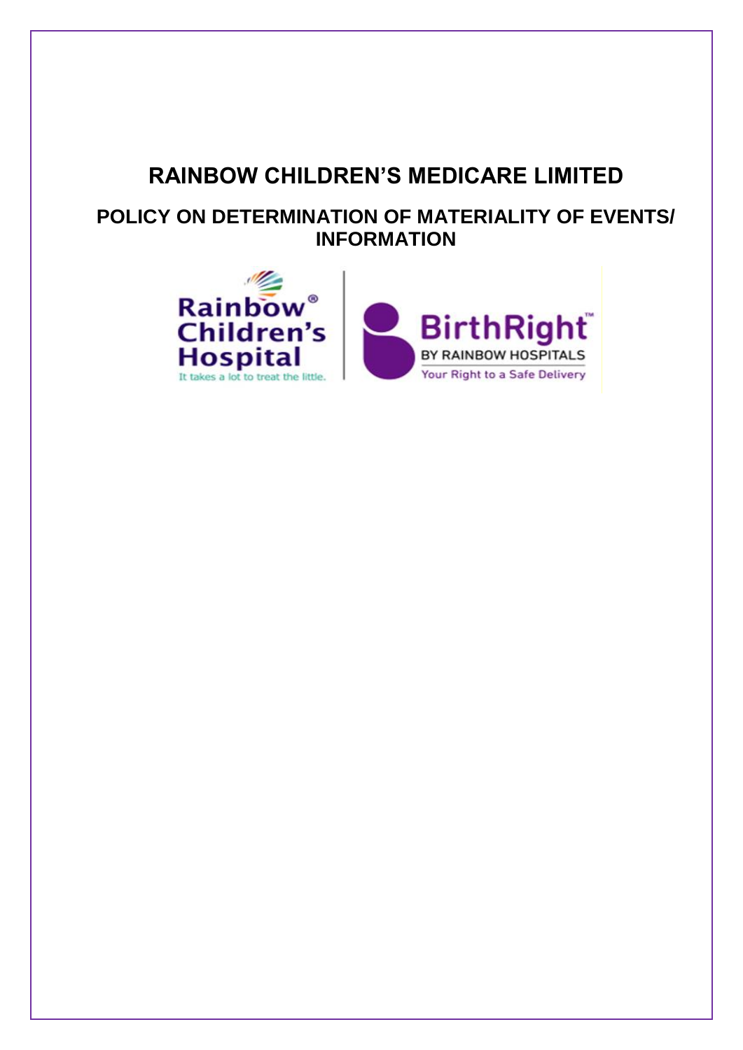# RAINBOW CHILDREN'S MEDICARE LIMITED

## POLICY ON DETERMINATION OF MATERIALITY OF EVENTS/ INFORMATION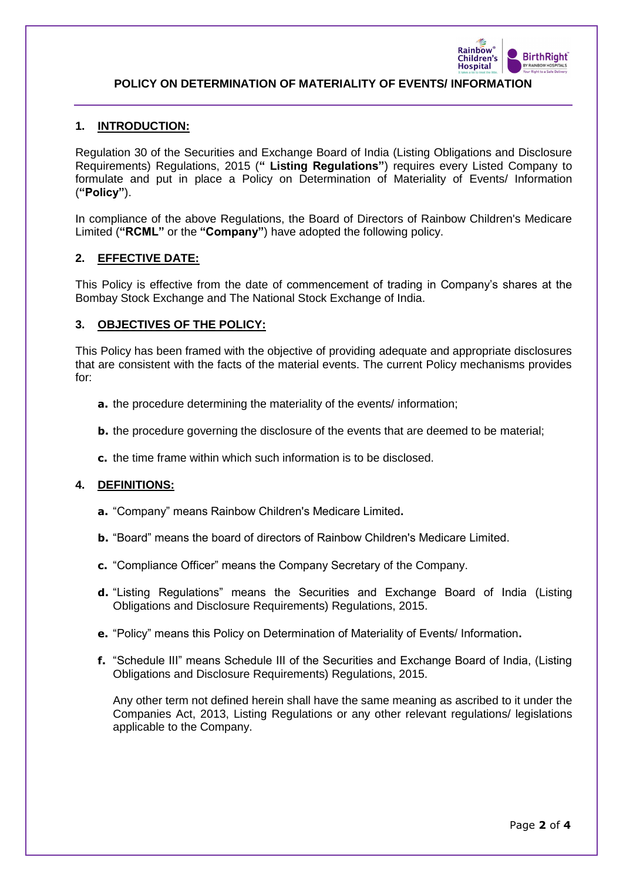# POLICY ON DETERMINATION OF MATERIALITY OF EVENTS/ INFORMATION

## 1. INTRODUCTION:

Regulation 30 of the Securities and Exchange Board of India (Listing Obligations and Disclosure Requirements) Regulations, 2015 (**" Listing Regulations"**) requires every Listed Company to formulate and put in place a Policy on Determination of Materiality of Events/ Information (**"Policy"**).

In compliance of the above Regulations, the Board of Directors of Rainbow Children's Medicare Limited (**"RCML"** or the **"Company"**) have adopted the following policy.

## 2. EFFECTIVE DATE:

This Policy is effective from the date of commencement of trading in Company's shares at the Bombay Stock Exchange and The National Stock Exchange of India.

## 3. OBJECTIVES OF THE POLICY:

This Policy has been framed with the objective of providing adequate and appropriate disclosures that are consistent with the facts of the material events. The current Policy mechanisms provides for:

**a.** the procedure determining the materiality of the events/ information;

**b.** the procedure governing the disclosure of the events that are deemed to be material;

**c.** the time frame within which such information is to be disclosed.

## 4. DEFINITIONS:

**a.** "Company" means Rainbow Children's Medicare Limited**.**

**b.** "Board" means the board of directors of Rainbow Children's Medicare Limited.

**c.** "Compliance Officer" means the Company Secretary of the Company.

**d.** "Listing Regulations" means the Securities and Exchange Board of India (Listing Obligations and Disclosure Requirements) Regulations, 2015.

**e.** "Policy" means this Policy on Determination of Materiality of Events/ Information**.**

**f.** "Schedule III" means Schedule III of the Securities and Exchange Board of India, (Listing Obligations and Disclosure Requirements) Regulations, 2015.

Any other term not defined herein shall have the same meaning as ascribed to it under the Companies Act, 2013, Listing Regulations or any other relevant regulations/ legislations applicable to the Company.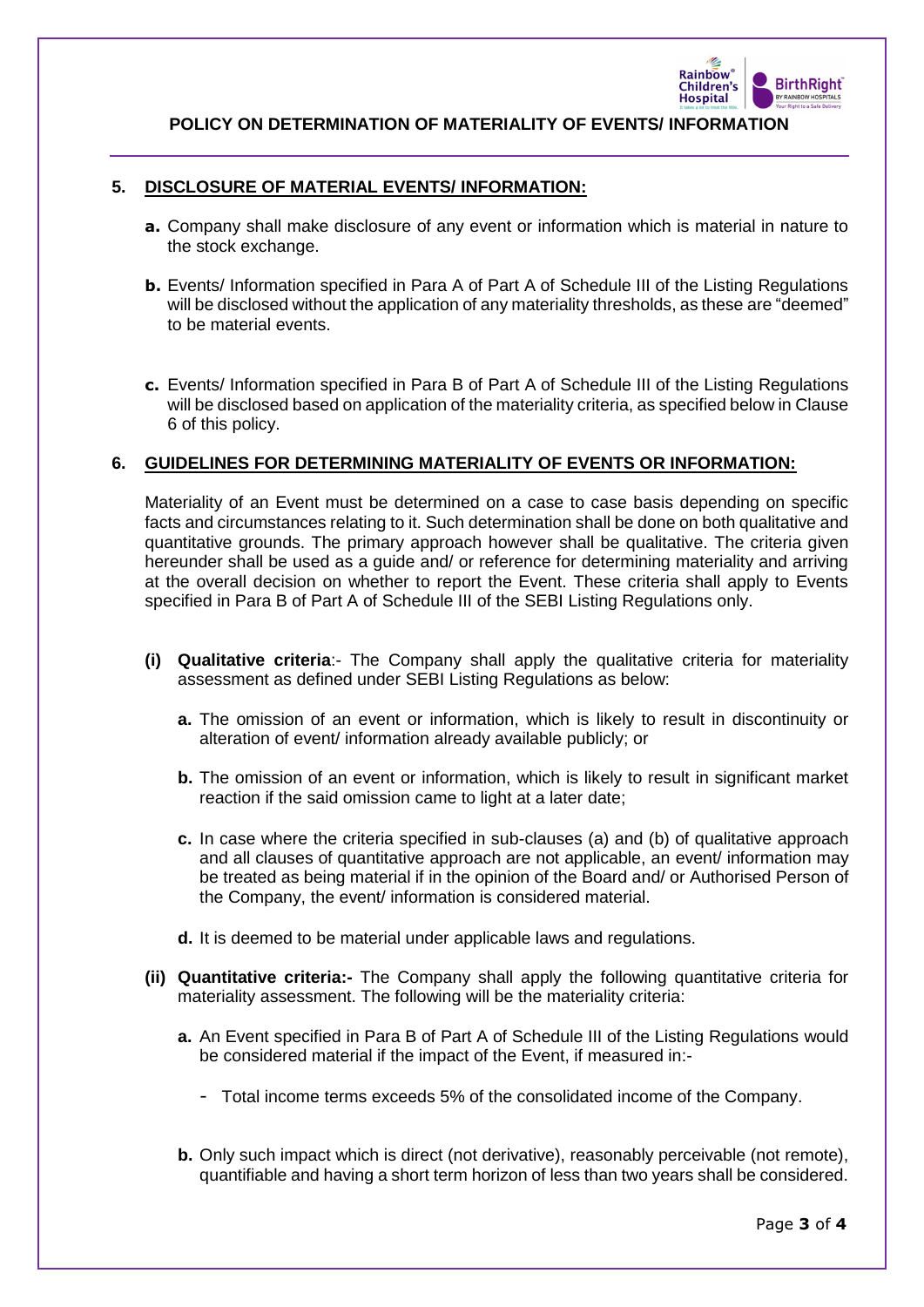## 5. DISCLOSURE OF MATERIAL EVENTS/ INFORMATION:

**a.** Company shall make disclosure of any event or information which is material in nature to the stock exchange.

**b.** Events/ Information specified in Para A of Part A of Schedule III of the Listing Regulations will be disclosed without the application of any materiality thresholds, as these are "deemed" to be material events.

**c.** Events/ Information specified in Para B of Part A of Schedule III of the Listing Regulations will be disclosed based on application of the materiality criteria, as specified below in Clause 6 of this policy.

## 6. GUIDELINES FOR DETERMINING MATERIALITY OF EVENTS OR INFORMATION:

Materiality of an Event must be determined on a case to case basis depending on specific facts and circumstances relating to it. Such determination shall be done on both qualitative and quantitative grounds. The primary approach however shall be qualitative. The criteria given hereunder shall be used as a guide and/ or reference for determining materiality and arriving at the overall decision on whether to report the Event. These criteria shall apply to Events specified in Para B of Part A of Schedule III of the SEBI Listing Regulations only.

**(i) Qualitative criteria**:- The Company shall apply the qualitative criteria for materiality assessment as defined under SEBI Listing Regulations as below:

**a.** The omission of an event or information, which is likely to result in discontinuity or alteration of event/ information already available publicly; or

**b.** The omission of an event or information, which is likely to result in significant market reaction if the said omission came to light at a later date;

**c.** In case where the criteria specified in sub-clauses (a) and (b) of qualitative approach and all clauses of quantitative approach are not applicable, an event/ information may be treated as being material if in the opinion of the Board and/ or Authorised Person of the Company, the event/ information is considered material.

**d.** It is deemed to be material under applicable laws and regulations.

**(ii) Quantitative criteria:-** The Company shall apply the following quantitative criteria for materiality assessment. The following will be the materiality criteria:

**a.** An Event specified in Para B of Part A of Schedule III of the Listing Regulations would be considered material if the impact of the Event, if measured in:-

- Total income terms exceeds 5% of the consolidated income of the Company.

**b.** Only such impact which is direct (not derivative), reasonably perceivable (not remote), quantifiable and having a short term horizon of less than two years shall be considered.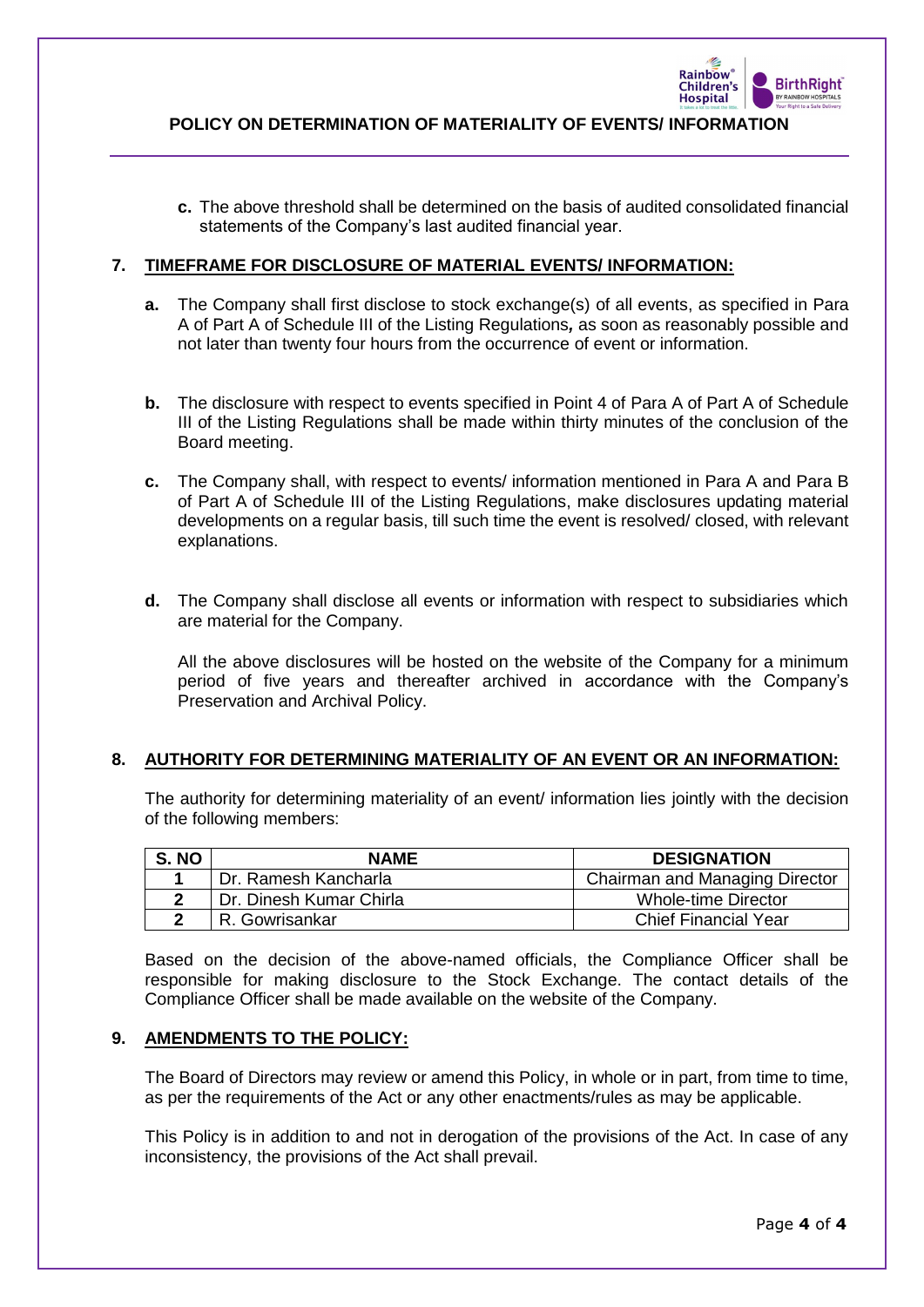c. The above threshold shall be determined on the basis of audited consolidated financial statements of the Company's last audited financial year.

## 7. TIMEFRAME FOR DISCLOSURE OF MATERIAL EVENTS/ INFORMATION:

a. The Company shall first disclose to stock exchange(s) of all events, as specified in Para A of Part A of Schedule III of the Listing Regulations**,** as soon as reasonably possible and not later than twenty four hours from the occurrence of event or information.

b. The disclosure with respect to events specified in Point 4 of Para A of Part A of Schedule III of the Listing Regulations shall be made within thirty minutes of the conclusion of the Board meeting.

c. The Company shall, with respect to events/ information mentioned in Para A and Para B of Part A of Schedule III of the Listing Regulations, make disclosures updating material developments on a regular basis, till such time the event is resolved/ closed, with relevant explanations.

d. The Company shall disclose all events or information with respect to subsidiaries which are material for the Company.

All the above disclosures will be hosted on the website of the Company for a minimum period of five years and thereafter archived in accordance with the Company's Preservation and Archival Policy.

## 8. AUTHORITY FOR DETERMINING MATERIALITY OF AN EVENT OR AN INFORMATION:

The authority for determining materiality of an event/ information lies jointly with the decision of the following members:

| S. NO | NAME | DESIGNATION |
|---|---|---|
| 1 | Dr. Ramesh Kancharla | Chairman and Managing Director |
| 2 | Dr. Dinesh Kumar Chirla | Whole-time Director |
| 2 | R. Gowrisankar | Chief Financial Year |

Based on the decision of the above-named officials, the Compliance Officer shall be responsible for making disclosure to the Stock Exchange. The contact details of the Compliance Officer shall be made available on the website of the Company.

## 9. AMENDMENTS TO THE POLICY:

The Board of Directors may review or amend this Policy, in whole or in part, from time to time, as per the requirements of the Act or any other enactments/rules as may be applicable.

This Policy is in addition to and not in derogation of the provisions of the Act. In case of any inconsistency, the provisions of the Act shall prevail.